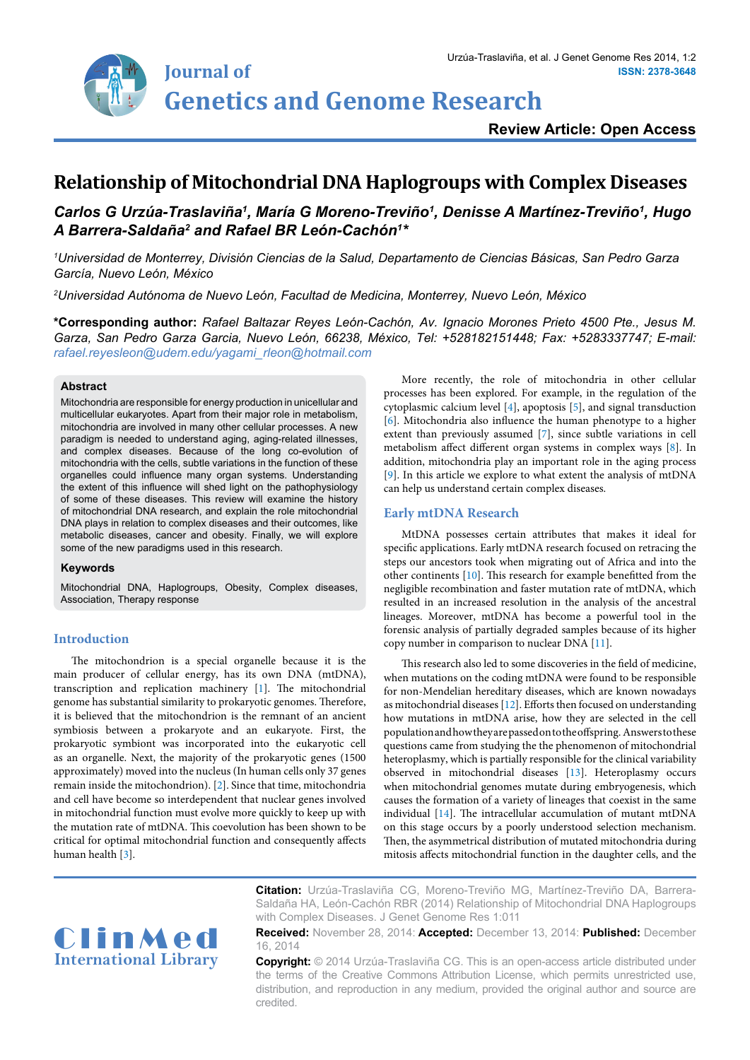Review Article: Open Access

# Relationship of Mitochondrial DNA Haplogroups with Complex Diseases

***Carlos G Urzúa-Traslaviña[1], María G Moreno-Treviño[1], Denisse A Martínez-Treviño[1], Hugo A Barrera-Saldaña[2] and Rafael BR León-Cachón[1]****

*[1]Universidad de Monterrey, División Ciencias de la Salud, Departamento de Ciencias Básicas, San Pedro Garza García, Nuevo León, México*

*[2]Universidad Autónoma de Nuevo León, Facultad de Medicina, Monterrey, Nuevo León, México*

**\*Corresponding author:** *Rafael Baltazar Reyes León-Cachón, Av. Ignacio Morones Prieto 4500 Pte., Jesus M. Garza, San Pedro Garza Garcia, Nuevo León, 66238, México, Tel: +528182151448; Fax: +5283337747; E-mail: rafael.reyesleon@udem.edu/yagami_rleon@hotmail.com*

### Abstract

Mitochondria are responsible for energy production in unicellular and multicellular eukaryotes. Apart from their major role in metabolism, mitochondria are involved in many other cellular processes. A new paradigm is needed to understand aging, aging-related illnesses, and complex diseases. Because of the long co-evolution of mitochondria with the cells, subtle variations in the function of these organelles could influence many organ systems. Understanding the extent of this influence will shed light on the pathophysiology of some of these diseases. This review will examine the history of mitochondrial DNA research, and explain the role mitochondrial DNA plays in relation to complex diseases and their outcomes, like metabolic diseases, cancer and obesity. Finally, we will explore some of the new paradigms used in this research.

### Keywords

Mitochondrial DNA, Haplogroups, Obesity, Complex diseases, Association, Therapy response

## Introduction

The mitochondrion is a special organelle because it is the main producer of cellular energy, has its own DNA (mtDNA), transcription and replication machinery [1]. The mitochondrial genome has substantial similarity to prokaryotic genomes. Therefore, it is believed that the mitochondrion is the remnant of an ancient symbiosis between a prokaryote and an eukaryote. First, the prokaryotic symbiont was incorporated into the eukaryotic cell as an organelle. Next, the majority of the prokaryotic genes (1500 approximately) moved into the nucleus (In human cells only 37 genes remain inside the mitochondrion). [2]. Since that time, mitochondria and cell have become so interdependent that nuclear genes involved in mitochondrial function must evolve more quickly to keep up with the mutation rate of mtDNA. This coevolution has been shown to be critical for optimal mitochondrial function and consequently affects human health [3].

More recently, the role of mitochondria in other cellular processes has been explored. For example, in the regulation of the cytoplasmic calcium level [4], apoptosis [5], and signal transduction [6]. Mitochondria also influence the human phenotype to a higher extent than previously assumed [7], since subtle variations in cell metabolism affect different organ systems in complex ways [8]. In addition, mitochondria play an important role in the aging process [9]. In this article we explore to what extent the analysis of mtDNA can help us understand certain complex diseases.

## Early mtDNA Research

MtDNA possesses certain attributes that makes it ideal for specific applications. Early mtDNA research focused on retracing the steps our ancestors took when migrating out of Africa and into the other continents [10]. This research for example benefitted from the negligible recombination and faster mutation rate of mtDNA, which resulted in an increased resolution in the analysis of the ancestral lineages. Moreover, mtDNA has become a powerful tool in the forensic analysis of partially degraded samples because of its higher copy number in comparison to nuclear DNA [11].

This research also led to some discoveries in the field of medicine, when mutations on the coding mtDNA were found to be responsible for non-Mendelian hereditary diseases, which are known nowadays as mitochondrial diseases [12]. Efforts then focused on understanding how mutations in mtDNA arise, how they are selected in the cell population and how they are passed on to the offspring. Answers to these questions came from studying the the phenomenon of mitochondrial heteroplasmy, which is partially responsible for the clinical variability observed in mitochondrial diseases [13]. Heteroplasmy occurs when mitochondrial genomes mutate during embryogenesis, which causes the formation of a variety of lineages that coexist in the same individual [14]. The intracellular accumulation of mutant mtDNA on this stage occurs by a poorly understood selection mechanism. Then, the asymmetrical distribution of mutated mitochondria during mitosis affects mitochondrial function in the daughter cells, and the

**Citation:** Urzúa-Traslaviña CG, Moreno-Treviño MG, Martínez-Treviño DA, Barrera-Saldaña HA, León-Cachón RBR (2014) Relationship of Mitochondrial DNA Haplogroups with Complex Diseases. J Genet Genome Res 1:011

**Received:** November 28, 2014: **Accepted:** December 13, 2014: **Published:** December 16, 2014

**Copyright:** © 2014 Urzúa-Traslaviña CG. This is an open-access article distributed under the terms of the Creative Commons Attribution License, which permits unrestricted use, distribution, and reproduction in any medium, provided the original author and source are credited.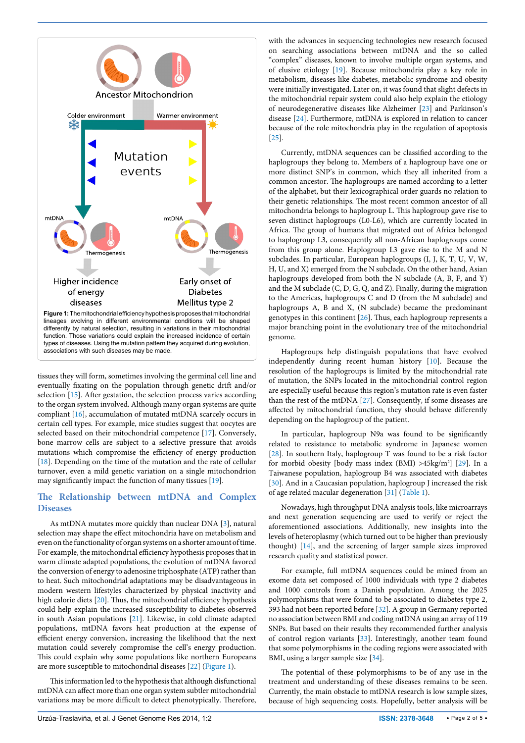Figure 1: The mitochondrial efficiency hypothesis proposes that mitochondrial lineages evolving in different environmental conditions will be shaped differently by natural selection, resulting in variations in their mitochondrial function. Those variations could explain the increased incidence of certain types of diseases. Using the mutation pattern they acquired during evolution, associations with such diseases may be made.

tissues they will form, sometimes involving the germinal cell line and eventually fixating on the population through genetic drift and/or selection [15]. After gestation, the selection process varies according to the organ system involved. Although many organ systems are quite compliant [16], accumulation of mutated mtDNA scarcely occurs in certain cell types. For example, mice studies suggest that oocytes are selected based on their mitochondrial competence [17]. Conversely, bone marrow cells are subject to a selective pressure that avoids mutations which compromise the efficiency of energy production [18]. Depending on the time of the mutation and the rate of cellular turnover, even a mild genetic variation on a single mitochondrion may significantly impact the function of many tissues [19].

## The Relationship between mtDNA and Complex Diseases

As mtDNA mutates more quickly than nuclear DNA [3], natural selection may shape the effect mitochondria have on metabolism and even on the functionality of organ systems on a shorter amount of time. For example, the mitochondrial efficiency hypothesis proposes that in warm climate adapted populations, the evolution of mtDNA favored the conversion of energy to adenosine triphosphate (ATP) rather than to heat. Such mitochondrial adaptations may be disadvantageous in modern western lifestyles characterized by physical inactivity and high calorie diets [20]. Thus, the mitochondrial efficiency hypothesis could help explain the increased susceptibility to diabetes observed in south Asian populations [21]. Likewise, in cold climate adapted populations, mtDNA favors heat production at the expense of efficient energy conversion, increasing the likelihood that the next mutation could severely compromise the cell's energy production. This could explain why some populations like northern Europeans are more susceptible to mitochondrial diseases [22] (Figure 1).

This information led to the hypothesis that although disfunctional mtDNA can affect more than one organ system subtler mitochondrial variations may be more difficult to detect phenotypically. Therefore, with the advances in sequencing technologies new research focused on searching associations between mtDNA and the so called "complex" diseases, known to involve multiple organ systems, and of elusive etiology [19]. Because mitochondria play a key role in metabolism, diseases like diabetes, metabolic syndrome and obesity were initially investigated. Later on, it was found that slight defects in the mitochondrial repair system could also help explain the etiology of neurodegenerative diseases like Alzheimer [23] and Parkinson's disease [24]. Furthermore, mtDNA is explored in relation to cancer because of the role mitochondria play in the regulation of apoptosis [25].

Currently, mtDNA sequences can be classified according to the haplogroups they belong to. Members of a haplogroup have one or more distinct SNP's in common, which they all inherited from a common ancestor. The haplogroups are named according to a letter of the alphabet, but their lexicographical order guards no relation to their genetic relationships. The most recent common ancestor of all mitochondria belongs to haplogroup L. This haplogroup gave rise to seven distinct haplogroups (L0-L6), which are currently located in Africa. The group of humans that migrated out of Africa belonged to haplogroup L3, consequently all non-African haplogroups come from this group alone. Haplogroup L3 gave rise to the M and N subclades. In particular, European haplogroups (I, J, K, T, U, V, W, H, U, and X) emerged from the N subclade. On the other hand, Asian haplogroups developed from both the N subclade (A, B, F, and Y) and the M subclade (C, D, G, Q, and Z). Finally, during the migration to the Americas, haplogroups C and D (from the M subclade) and haplogroups A, B and X, (N subclade) became the predominant genotypes in this continent [26]. Thus, each haplogroup represents a major branching point in the evolutionary tree of the mitochondrial genome.

Haplogroups help distinguish populations that have evolved independently during recent human history [10]. Because the resolution of the haplogroups is limited by the mitochondrial rate of mutation, the SNPs located in the mitochondrial control region are especially useful because this region's mutation rate is even faster than the rest of the mtDNA [27]. Consequently, if some diseases are affected by mitochondrial function, they should behave differently depending on the haplogroup of the patient.

In particular, haplogroup N9a was found to be significantly related to resistance to metabolic syndrome in Japanese women [28]. In southern Italy, haplogroup T was found to be a risk factor for morbid obesity [body mass index (BMI) >45kg/m$^2$] [29]. In a Taiwanese population, haplogroup B4 was associated with diabetes [30]. And in a Caucasian population, haplogroup J increased the risk of age related macular degeneration [31] (Table 1).

Nowadays, high throughput DNA analysis tools, like microarrays and next generation sequencing are used to verify or reject the aforementioned associations. Additionally, new insights into the levels of heteroplasmy (which turned out to be higher than previously thought) [14], and the screening of larger sample sizes improved research quality and statistical power.

For example, full mtDNA sequences could be mined from an exome data set composed of 1000 individuals with type 2 diabetes and 1000 controls from a Danish population. Among the 2025 polymorphisms that were found to be associated to diabetes type 2, 393 had not been reported before [32]. A group in Germany reported no association between BMI and coding mtDNA using an array of 119 SNPs. But based on their results they recommended further analysis of control region variants [33]. Interestingly, another team found that some polymorphisms in the coding regions were associated with BMI, using a larger sample size [34].

The potential of these polymorphisms to be of any use in the treatment and understanding of these diseases remains to be seen. Currently, the main obstacle to mtDNA research is low sample sizes, because of high sequencing costs. Hopefully, better analysis will be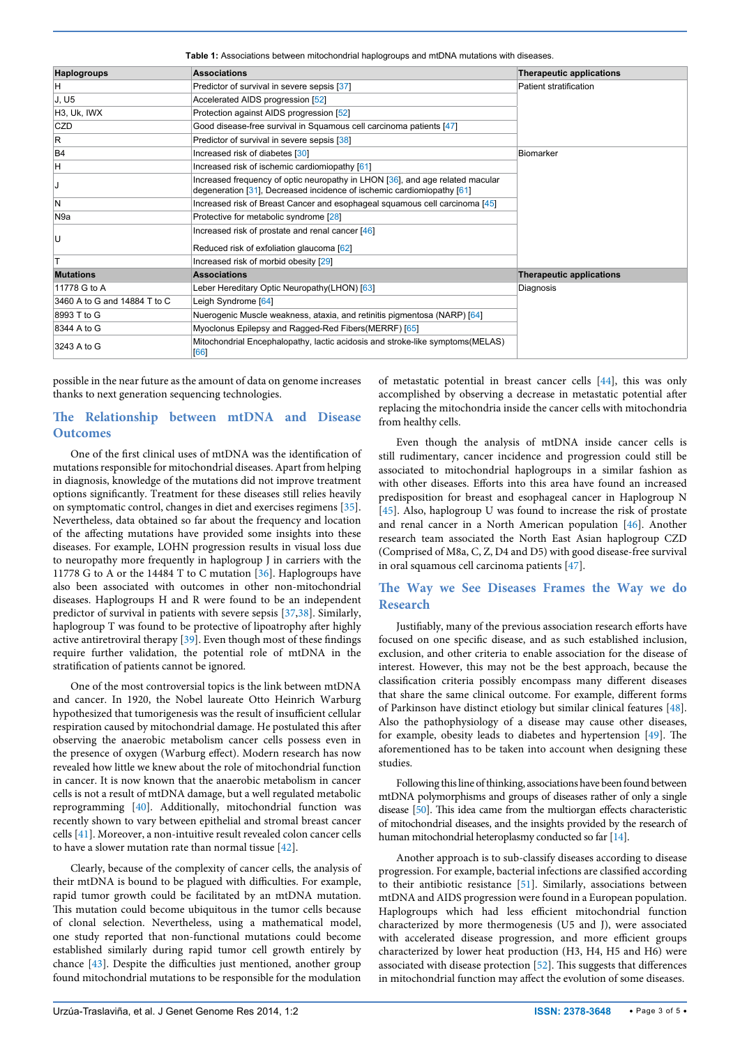**Table 1:** Associations between mitochondrial haplogroups and mtDNA mutations with diseases.

| Haplogroups | Associations | Therapeutic applications |
|---|---|---|
| H | Predictor of survival in severe sepsis [37] | Patient stratification |
| J, U5 | Accelerated AIDS progression [52] | |
| H3, Uk, IWX | Protection against AIDS progression [52] | |
| CZD | Good disease-free survival in Squamous cell carcinoma patients [47] | |
| R | Predictor of survival in severe sepsis [38] | |
| B4 | Increased risk of diabetes [30] | Biomarker |
| H | Increased risk of ischemic cardiomiopathy [61] | |
| J | Increased frequency of optic neuropathy in LHON [36], and age related macular degeneration [31], Decreased incidence of ischemic cardiomiopathy [61] | |
| N | Increased risk of Breast Cancer and esophageal squamous cell carcinoma [45] | |
| N9a | Protective for metabolic syndrome [28] | |
| U | Increased risk of prostate and renal cancer [46]<br><br>Reduced risk of exfoliation glaucoma [62] | |
| T | Increased risk of morbid obesity [29] | |
| **Mutations** | **Associations** | **Therapeutic applications** |
| 11778 G to A | Leber Hereditary Optic Neuropathy(LHON) [63] | Diagnosis |
| 3460 A to G and 14884 T to C | Leigh Syndrome [64] | |
| 8993 T to G | Nuerogenic Muscle weakness, ataxia, and retinitis pigmentosa (NARP) [64] | |
| 8344 A to G | Myoclonus Epilepsy and Ragged-Red Fibers(MERRF) [65] | |
| 3243 A to G | Mitochondrial Encephalopathy, lactic acidosis and stroke-like symptoms(MELAS) [66] | |

possible in the near future as the amount of data on genome increases thanks to next generation sequencing technologies.

## The Relationship between mtDNA and Disease Outcomes

One of the first clinical uses of mtDNA was the identification of mutations responsible for mitochondrial diseases. Apart from helping in diagnosis, knowledge of the mutations did not improve treatment options significantly. Treatment for these diseases still relies heavily on symptomatic control, changes in diet and exercises regimens [35]. Nevertheless, data obtained so far about the frequency and location of the affecting mutations have provided some insights into these diseases. For example, LOHN progression results in visual loss due to neuropathy more frequently in haplogroup J in carriers with the 11778 G to A or the 14484 T to C mutation [36]. Haplogroups have also been associated with outcomes in other non-mitochondrial diseases. Haplogroups H and R were found to be an independent predictor of survival in patients with severe sepsis [37,38]. Similarly, haplogroup T was found to be protective of lipoatrophy after highly active antiretroviral therapy [39]. Even though most of these findings require further validation, the potential role of mtDNA in the stratification of patients cannot be ignored.

One of the most controversial topics is the link between mtDNA and cancer. In 1920, the Nobel laureate Otto Heinrich Warburg hypothesized that tumorigenesis was the result of insufficient cellular respiration caused by mitochondrial damage. He postulated this after observing the anaerobic metabolism cancer cells possess even in the presence of oxygen (Warburg effect). Modern research has now revealed how little we knew about the role of mitochondrial function in cancer. It is now known that the anaerobic metabolism in cancer cells is not a result of mtDNA damage, but a well regulated metabolic reprogramming [40]. Additionally, mitochondrial function was recently shown to vary between epithelial and stromal breast cancer cells [41]. Moreover, a non-intuitive result revealed colon cancer cells to have a slower mutation rate than normal tissue [42].

Clearly, because of the complexity of cancer cells, the analysis of their mtDNA is bound to be plagued with difficulties. For example, rapid tumor growth could be facilitated by an mtDNA mutation. This mutation could become ubiquitous in the tumor cells because of clonal selection. Nevertheless, using a mathematical model, one study reported that non-functional mutations could become established similarly during rapid tumor cell growth entirely by chance [43]. Despite the difficulties just mentioned, another group found mitochondrial mutations to be responsible for the modulation of metastatic potential in breast cancer cells [44], this was only accomplished by observing a decrease in metastatic potential after replacing the mitochondria inside the cancer cells with mitochondria from healthy cells.

Even though the analysis of mtDNA inside cancer cells is still rudimentary, cancer incidence and progression could still be associated to mitochondrial haplogroups in a similar fashion as with other diseases. Efforts into this area have found an increased predisposition for breast and esophageal cancer in Haplogroup N [45]. Also, haplogroup U was found to increase the risk of prostate and renal cancer in a North American population [46]. Another research team associated the North East Asian haplogroup CZD (Comprised of M8a, C, Z, D4 and D5) with good disease-free survival in oral squamous cell carcinoma patients [47].

## The Way we See Diseases Frames the Way we do Research

Justifiably, many of the previous association research efforts have focused on one specific disease, and as such established inclusion, exclusion, and other criteria to enable association for the disease of interest. However, this may not be the best approach, because the classification criteria possibly encompass many different diseases that share the same clinical outcome. For example, different forms of Parkinson have distinct etiology but similar clinical features [48]. Also the pathophysiology of a disease may cause other diseases, for example, obesity leads to diabetes and hypertension [49]. The aforementioned has to be taken into account when designing these studies.

Following this line of thinking, associations have been found between mtDNA polymorphisms and groups of diseases rather of only a single disease [50]. This idea came from the multiorgan effects characteristic of mitochondrial diseases, and the insights provided by the research of human mitochondrial heteroplasmy conducted so far [14].

Another approach is to sub-classify diseases according to disease progression. For example, bacterial infections are classified according to their antibiotic resistance [51]. Similarly, associations between mtDNA and AIDS progression were found in a European population. Haplogroups which had less efficient mitochondrial function characterized by more thermogenesis (U5 and J), were associated with accelerated disease progression, and more efficient groups characterized by lower heat production (H3, H4, H5 and H6) were associated with disease protection [52]. This suggests that differences in mitochondrial function may affect the evolution of some diseases.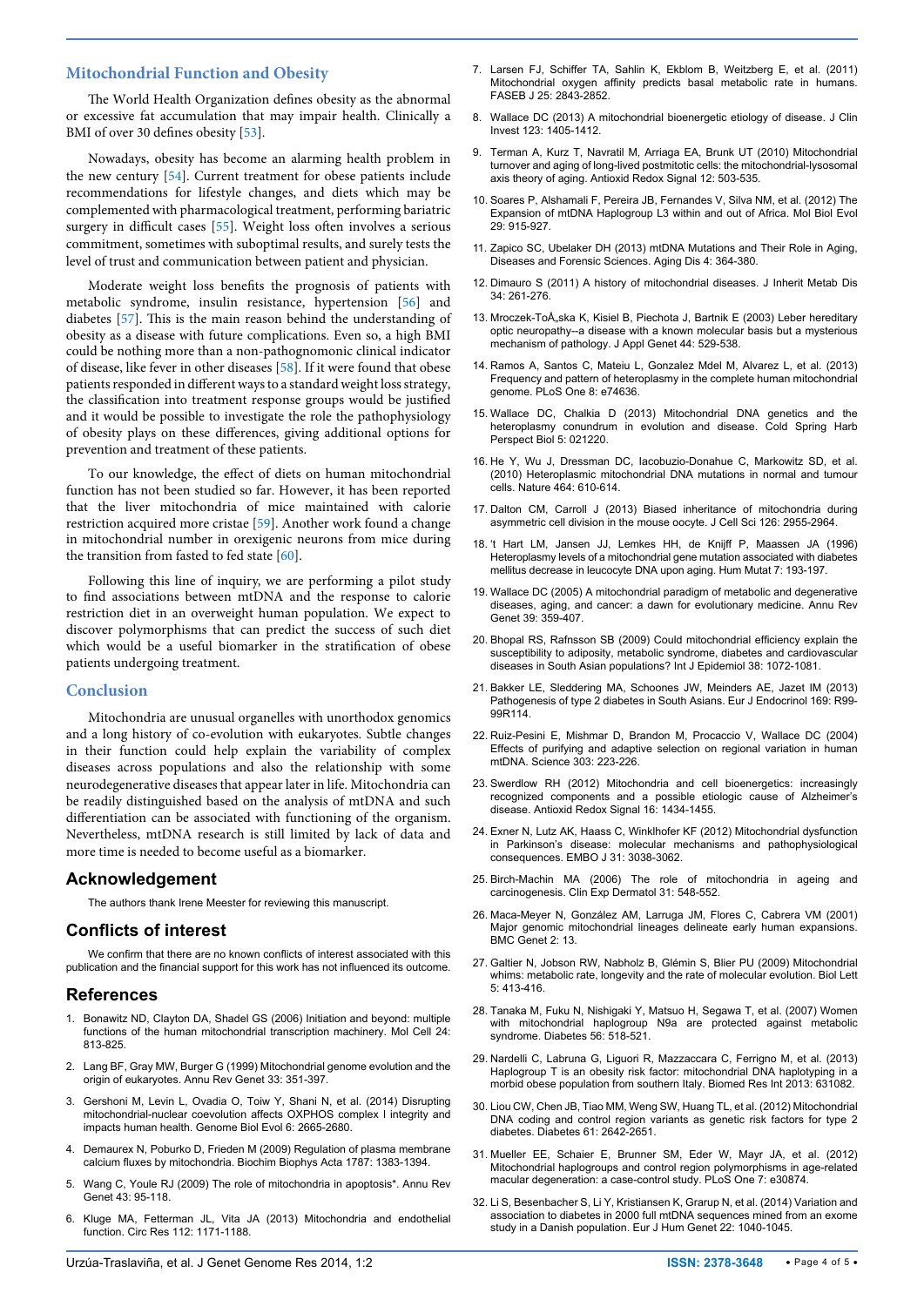## Mitochondrial Function and Obesity

The World Health Organization defines obesity as the abnormal or excessive fat accumulation that may impair health. Clinically a BMI of over 30 defines obesity [53].

Nowadays, obesity has become an alarming health problem in the new century [54]. Current treatment for obese patients include recommendations for lifestyle changes, and diets which may be complemented with pharmacological treatment, performing bariatric surgery in difficult cases [55]. Weight loss often involves a serious commitment, sometimes with suboptimal results, and surely tests the level of trust and communication between patient and physician.

Moderate weight loss benefits the prognosis of patients with metabolic syndrome, insulin resistance, hypertension [56] and diabetes [57]. This is the main reason behind the understanding of obesity as a disease with future complications. Even so, a high BMI could be nothing more than a non-pathognomonic clinical indicator of disease, like fever in other diseases [58]. If it were found that obese patients responded in different ways to a standard weight loss strategy, the classification into treatment response groups would be justified and it would be possible to investigate the role the pathophysiology of obesity plays on these differences, giving additional options for prevention and treatment of these patients.

To our knowledge, the effect of diets on human mitochondrial function has not been studied so far. However, it has been reported that the liver mitochondria of mice maintained with calorie restriction acquired more cristae [59]. Another work found a change in mitochondrial number in orexigenic neurons from mice during the transition from fasted to fed state [60].

Following this line of inquiry, we are performing a pilot study to find associations between mtDNA and the response to calorie restriction diet in an overweight human population. We expect to discover polymorphisms that can predict the success of such diet which would be a useful biomarker in the stratification of obese patients undergoing treatment.

## Conclusion

Mitochondria are unusual organelles with unorthodox genomics and a long history of co-evolution with eukaryotes. Subtle changes in their function could help explain the variability of complex diseases across populations and also the relationship with some neurodegenerative diseases that appear later in life. Mitochondria can be readily distinguished based on the analysis of mtDNA and such differentiation can be associated with functioning of the organism. Nevertheless, mtDNA research is still limited by lack of data and more time is needed to become useful as a biomarker.

## Acknowledgement

The authors thank Irene Meester for reviewing this manuscript.

## Conflicts of interest

We confirm that there are no known conflicts of interest associated with this publication and the financial support for this work has not influenced its outcome.

## References

1. Bonawitz ND, Clayton DA, Shadel GS (2006) Initiation and beyond: multiple functions of the human mitochondrial transcription machinery. Mol Cell 24: 813-825.
2. Lang BF, Gray MW, Burger G (1999) Mitochondrial genome evolution and the origin of eukaryotes. Annu Rev Genet 33: 351-397.
3. Gershoni M, Levin L, Ovadia O, Toiw Y, Shani N, et al. (2014) Disrupting mitochondrial-nuclear coevolution affects OXPHOS complex I integrity and impacts human health. Genome Biol Evol 6: 2665-2680.
4. Demaurex N, Poburko D, Frieden M (2009) Regulation of plasma membrane calcium fluxes by mitochondria. Biochim Biophys Acta 1787: 1383-1394.
5. Wang C, Youle RJ (2009) The role of mitochondria in apoptosis*. Annu Rev Genet 43: 95-118.
6. Kluge MA, Fetterman JL, Vita JA (2013) Mitochondria and endothelial function. Circ Res 112: 1171-1188.
7. Larsen FJ, Schiffer TA, Sahlin K, Ekblom B, Weitzberg E, et al. (2011) Mitochondrial oxygen affinity predicts basal metabolic rate in humans. FASEB J 25: 2843-2852.
8. Wallace DC (2013) A mitochondrial bioenergetic etiology of disease. J Clin Invest 123: 1405-1412.
9. Terman A, Kurz T, Navratil M, Arriaga EA, Brunk UT (2010) Mitochondrial turnover and aging of long-lived postmitotic cells: the mitochondrial-lysosomal axis theory of aging. Antioxid Redox Signal 12: 503-535.
10. Soares P, Alshamali F, Pereira JB, Fernandes V, Silva NM, et al. (2012) The Expansion of mtDNA Haplogroup L3 within and out of Africa. Mol Biol Evol 29: 915-927.
11. Zapico SC, Ubelaker DH (2013) mtDNA Mutations and Their Role in Aging, Diseases and Forensic Sciences. Aging Dis 4: 364-380.
12. Dimauro S (2011) A history of mitochondrial diseases. J Inherit Metab Dis 34: 261-276.
13. Mroczek-ToÅ„ska K, Kisiel B, Piechota J, Bartnik E (2003) Leber hereditary optic neuropathy--a disease with a known molecular basis but a mysterious mechanism of pathology. J Appl Genet 44: 529-538.
14. Ramos A, Santos C, Mateiu L, Gonzalez Mdel M, Alvarez L, et al. (2013) Frequency and pattern of heteroplasmy in the complete human mitochondrial genome. PLoS One 8: e74636.
15. Wallace DC, Chalkia D (2013) Mitochondrial DNA genetics and the heteroplasmy conundrum in evolution and disease. Cold Spring Harb Perspect Biol 5: 021220.
16. He Y, Wu J, Dressman DC, Iacobuzio-Donahue C, Markowitz SD, et al. (2010) Heteroplasmic mitochondrial DNA mutations in normal and tumour cells. Nature 464: 610-614.
17. Dalton CM, Carroll J (2013) Biased inheritance of mitochondria during asymmetric cell division in the mouse oocyte. J Cell Sci 126: 2955-2964.
18. 't Hart LM, Jansen JJ, Lemkes HH, de Knijff P, Maassen JA (1996) Heteroplasmy levels of a mitochondrial gene mutation associated with diabetes mellitus decrease in leucocyte DNA upon aging. Hum Mutat 7: 193-197.
19. Wallace DC (2005) A mitochondrial paradigm of metabolic and degenerative diseases, aging, and cancer: a dawn for evolutionary medicine. Annu Rev Genet 39: 359-407.
20. Bhopal RS, Rafnsson SB (2009) Could mitochondrial efficiency explain the susceptibility to adiposity, metabolic syndrome, diabetes and cardiovascular diseases in South Asian populations? Int J Epidemiol 38: 1072-1081.
21. Bakker LE, Sleddering MA, Schoones JW, Meinders AE, Jazet IM (2013) Pathogenesis of type 2 diabetes in South Asians. Eur J Endocrinol 169: R99-99R114.
22. Ruiz-Pesini E, Mishmar D, Brandon M, Procaccio V, Wallace DC (2004) Effects of purifying and adaptive selection on regional variation in human mtDNA. Science 303: 223-226.
23. Swerdlow RH (2012) Mitochondria and cell bioenergetics: increasingly recognized components and a possible etiologic cause of Alzheimer's disease. Antioxid Redox Signal 16: 1434-1455.
24. Exner N, Lutz AK, Haass C, Winklhofer KF (2012) Mitochondrial dysfunction in Parkinson's disease: molecular mechanisms and pathophysiological consequences. EMBO J 31: 3038-3062.
25. Birch-Machin MA (2006) The role of mitochondria in ageing and carcinogenesis. Clin Exp Dermatol 31: 548-552.
26. Maca-Meyer N, González AM, Larruga JM, Flores C, Cabrera VM (2001) Major genomic mitochondrial lineages delineate early human expansions. BMC Genet 2: 13.
27. Galtier N, Jobson RW, Nabholz B, Glémin S, Blier PU (2009) Mitochondrial whims: metabolic rate, longevity and the rate of molecular evolution. Biol Lett 5: 413-416.
28. Tanaka M, Fuku N, Nishigaki Y, Matsuo H, Segawa T, et al. (2007) Women with mitochondrial haplogroup N9a are protected against metabolic syndrome. Diabetes 56: 518-521.
29. Nardelli C, Labruna G, Liguori R, Mazzaccara C, Ferrigno M, et al. (2013) Haplogroup T is an obesity risk factor: mitochondrial DNA haplotyping in a morbid obese population from southern Italy. Biomed Res Int 2013: 631082.
30. Liou CW, Chen JB, Tiao MM, Weng SW, Huang TL, et al. (2012) Mitochondrial DNA coding and control region variants as genetic risk factors for type 2 diabetes. Diabetes 61: 2642-2651.
31. Mueller EE, Schaier E, Brunner SM, Eder W, Mayr JA, et al. (2012) Mitochondrial haplogroups and control region polymorphisms in age-related macular degeneration: a case-control study. PLoS One 7: e30874.
32. Li S, Besenbacher S, Li Y, Kristiansen K, Grarup N, et al. (2014) Variation and association to diabetes in 2000 full mtDNA sequences mined from an exome study in a Danish population. Eur J Hum Genet 22: 1040-1045.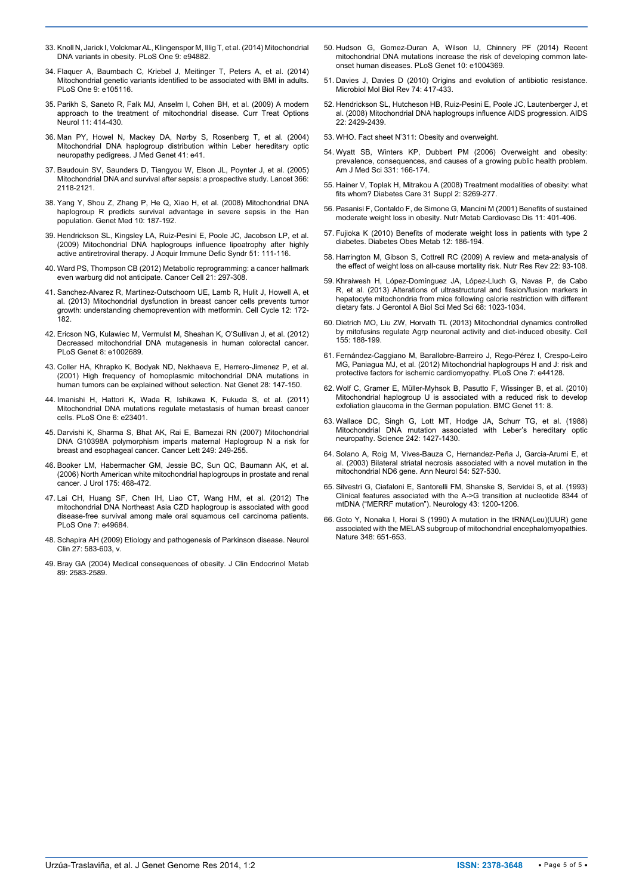33. Knoll N, Jarick I, Volckmar AL, Klingenspor M, Illig T, et al. (2014) Mitochondrial DNA variants in obesity. PLoS One 9: e94882.

34. Flaquer A, Baumbach C, Kriebel J, Meitinger T, Peters A, et al. (2014) Mitochondrial genetic variants identified to be associated with BMI in adults. PLoS One 9: e105116.

35. Parikh S, Saneto R, Falk MJ, Anselm I, Cohen BH, et al. (2009) A modern approach to the treatment of mitochondrial disease. Curr Treat Options Neurol 11: 414-430.

36. Man PY, Howel N, Mackey DA, Nørby S, Rosenberg T, et al. (2004) Mitochondrial DNA haplogroup distribution within Leber hereditary optic neuropathy pedigrees. J Med Genet 41: e41.

37. Baudouin SV, Saunders D, Tiangyou W, Elson JL, Poynter J, et al. (2005) Mitochondrial DNA and survival after sepsis: a prospective study. Lancet 366: 2118-2121.

38. Yang Y, Shou Z, Zhang P, He Q, Xiao H, et al. (2008) Mitochondrial DNA haplogroup R predicts survival advantage in severe sepsis in the Han population. Genet Med 10: 187-192.

39. Hendrickson SL, Kingsley LA, Ruiz-Pesini E, Poole JC, Jacobson LP, et al. (2009) Mitochondrial DNA haplogroups influence lipoatrophy after highly active antiretroviral therapy. J Acquir Immune Defic Syndr 51: 111-116.

40. Ward PS, Thompson CB (2012) Metabolic reprogramming: a cancer hallmark even warburg did not anticipate. Cancer Cell 21: 297-308.

41. Sanchez-Alvarez R, Martinez-Outschoorn UE, Lamb R, Hulit J, Howell A, et al. (2013) Mitochondrial dysfunction in breast cancer cells prevents tumor growth: understanding chemoprevention with metformin. Cell Cycle 12: 172-182.

42. Ericson NG, Kulawiec M, Vermulst M, Sheahan K, O'Sullivan J, et al. (2012) Decreased mitochondrial DNA mutagenesis in human colorectal cancer. PLoS Genet 8: e1002689.

43. Coller HA, Khrapko K, Bodyak ND, Nekhaeva E, Herrero-Jimenez P, et al. (2001) High frequency of homoplasmic mitochondrial DNA mutations in human tumors can be explained without selection. Nat Genet 28: 147-150.

44. Imanishi H, Hattori K, Wada R, Ishikawa K, Fukuda S, et al. (2011) Mitochondrial DNA mutations regulate metastasis of human breast cancer cells. PLoS One 6: e23401.

45. Darvishi K, Sharma S, Bhat AK, Rai E, Bamezai RN (2007) Mitochondrial DNA G10398A polymorphism imparts maternal Haplogroup N a risk for breast and esophageal cancer. Cancer Lett 249: 249-255.

46. Booker LM, Habermacher GM, Jessie BC, Sun QC, Baumann AK, et al. (2006) North American white mitochondrial haplogroups in prostate and renal cancer. J Urol 175: 468-472.

47. Lai CH, Huang SF, Chen IH, Liao CT, Wang HM, et al. (2012) The mitochondrial DNA Northeast Asia CZD haplogroup is associated with good disease-free survival among male oral squamous cell carcinoma patients. PLoS One 7: e49684.

48. Schapira AH (2009) Etiology and pathogenesis of Parkinson disease. Neurol Clin 27: 583-603, v.

49. Bray GA (2004) Medical consequences of obesity. J Clin Endocrinol Metab 89: 2583-2589.

50. Hudson G, Gomez-Duran A, Wilson IJ, Chinnery PF (2014) Recent mitochondrial DNA mutations increase the risk of developing common late-onset human diseases. PLoS Genet 10: e1004369.

51. Davies J, Davies D (2010) Origins and evolution of antibiotic resistance. Microbiol Mol Biol Rev 74: 417-433.

52. Hendrickson SL, Hutcheson HB, Ruiz-Pesini E, Poole JC, Lautenberger J, et al. (2008) Mitochondrial DNA haplogroups influence AIDS progression. AIDS 22: 2429-2439.

53. WHO. Fact sheet N°311: Obesity and overweight.

54. Wyatt SB, Winters KP, Dubbert PM (2006) Overweight and obesity: prevalence, consequences, and causes of a growing public health problem. Am J Med Sci 331: 166-174.

55. Hainer V, Toplak H, Mitrakou A (2008) Treatment modalities of obesity: what fits whom? Diabetes Care 31 Suppl 2: S269-277.

56. Pasanisi F, Contaldo F, de Simone G, Mancini M (2001) Benefits of sustained moderate weight loss in obesity. Nutr Metab Cardiovasc Dis 11: 401-406.

57. Fujioka K (2010) Benefits of moderate weight loss in patients with type 2 diabetes. Diabetes Obes Metab 12: 186-194.

58. Harrington M, Gibson S, Cottrell RC (2009) A review and meta-analysis of the effect of weight loss on all-cause mortality risk. Nutr Res Rev 22: 93-108.

59. Khraiwesh H, López-Domínguez JA, López-Lluch G, Navas P, de Cabo R, et al. (2013) Alterations of ultrastructural and fission/fusion markers in hepatocyte mitochondria from mice following calorie restriction with different dietary fats. J Gerontol A Biol Sci Med Sci 68: 1023-1034.

60. Dietrich MO, Liu ZW, Horvath TL (2013) Mitochondrial dynamics controlled by mitofusins regulate Agrp neuronal activity and diet-induced obesity. Cell 155: 188-199.

61. Fernández-Caggiano M, Barallobre-Barreiro J, Rego-Pérez I, Crespo-Leiro MG, Paniagua MJ, et al. (2012) Mitochondrial haplogroups H and J: risk and protective factors for ischemic cardiomyopathy. PLoS One 7: e44128.

62. Wolf C, Gramer E, Müller-Myhsok B, Pasutto F, Wissinger B, et al. (2010) Mitochondrial haplogroup U is associated with a reduced risk to develop exfoliation glaucoma in the German population. BMC Genet 11: 8.

63. Wallace DC, Singh G, Lott MT, Hodge JA, Schurr TG, et al. (1988) Mitochondrial DNA mutation associated with Leber's hereditary optic neuropathy. Science 242: 1427-1430.

64. Solano A, Roig M, Vives-Bauza C, Hernandez-Peña J, Garcia-Arumi E, et al. (2003) Bilateral striatal necrosis associated with a novel mutation in the mitochondrial ND6 gene. Ann Neurol 54: 527-530.

65. Silvestri G, Ciafaloni E, Santorelli FM, Shanske S, Servidei S, et al. (1993) Clinical features associated with the A->G transition at nucleotide 8344 of mtDNA ("MERRF mutation"). Neurology 43: 1200-1206.

66. Goto Y, Nonaka I, Horai S (1990) A mutation in the tRNA(Leu)(UUR) gene associated with the MELAS subgroup of mitochondrial encephalomyopathies. Nature 348: 651-653.